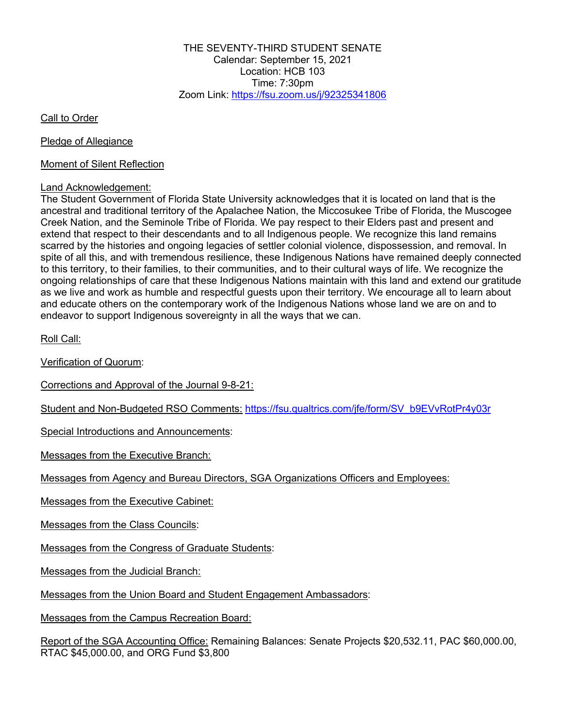THE SEVENTY-THIRD STUDENT SENATE
Calendar: September 15, 2021
Location: HCB 103
Time: 7:30pm
Zoom Link: https://fsu.zoom.us/j/92325341806

Call to Order

Pledge of Allegiance

Moment of Silent Reflection

Land Acknowledgement:
The Student Government of Florida State University acknowledges that it is located on land that is the ancestral and traditional territory of the Apalachee Nation, the Miccosukee Tribe of Florida, the Muscogee Creek Nation, and the Seminole Tribe of Florida. We pay respect to their Elders past and present and extend that respect to their descendants and to all Indigenous people. We recognize this land remains scarred by the histories and ongoing legacies of settler colonial violence, dispossession, and removal. In spite of all this, and with tremendous resilience, these Indigenous Nations have remained deeply connected to this territory, to their families, to their communities, and to their cultural ways of life. We recognize the ongoing relationships of care that these Indigenous Nations maintain with this land and extend our gratitude as we live and work as humble and respectful guests upon their territory. We encourage all to learn about and educate others on the contemporary work of the Indigenous Nations whose land we are on and to endeavor to support Indigenous sovereignty in all the ways that we can.

Roll Call:

Verification of Quorum:

Corrections and Approval of the Journal 9-8-21:

Student and Non-Budgeted RSO Comments: https://fsu.qualtrics.com/jfe/form/SV_b9EVvRotPr4y03r

Special Introductions and Announcements:

Messages from the Executive Branch:

Messages from Agency and Bureau Directors, SGA Organizations Officers and Employees:

Messages from the Executive Cabinet:

Messages from the Class Councils:

Messages from the Congress of Graduate Students:

Messages from the Judicial Branch:

Messages from the Union Board and Student Engagement Ambassadors:

Messages from the Campus Recreation Board:

Report of the SGA Accounting Office: Remaining Balances: Senate Projects $20,532.11, PAC $60,000.00, RTAC $45,000.00, and ORG Fund $3,800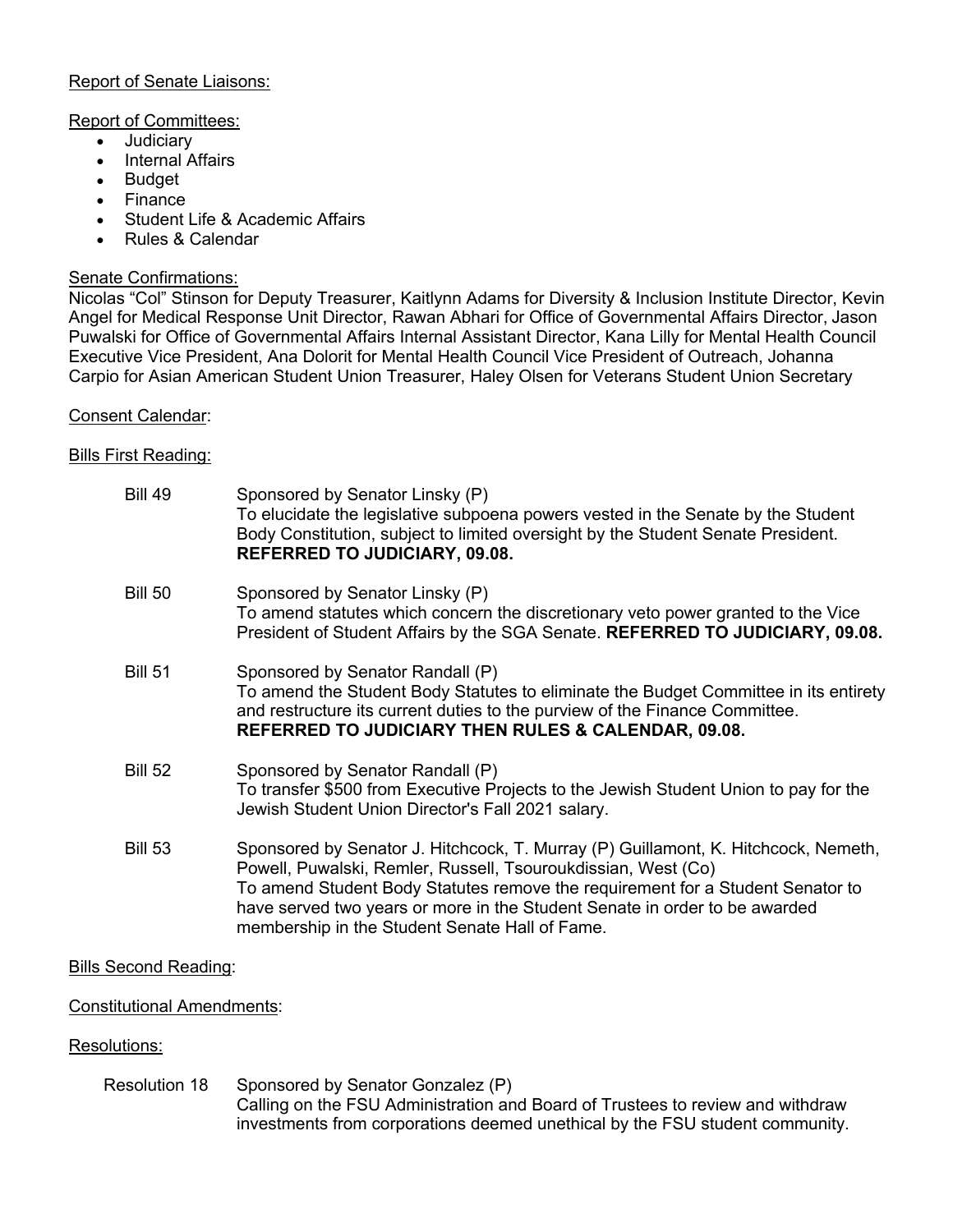Report of Senate Liaisons:

Report of Committees:

- Judiciary
- Internal Affairs
- Budget
- Finance
- Student Life & Academic Affairs
- Rules & Calendar

Senate Confirmations:

Nicolas "Col" Stinson for Deputy Treasurer, Kaitlynn Adams for Diversity & Inclusion Institute Director, Kevin Angel for Medical Response Unit Director, Rawan Abhari for Office of Governmental Affairs Director, Jason Puwalski for Office of Governmental Affairs Internal Assistant Director, Kana Lilly for Mental Health Council Executive Vice President, Ana Dolorit for Mental Health Council Vice President of Outreach, Johanna Carpio for Asian American Student Union Treasurer, Haley Olsen for Veterans Student Union Secretary

Consent Calendar:

Bills First Reading:

Bill 49 — Sponsored by Senator Linsky (P)
To elucidate the legislative subpoena powers vested in the Senate by the Student Body Constitution, subject to limited oversight by the Student Senate President. **REFERRED TO JUDICIARY, 09.08.**

Bill 50 — Sponsored by Senator Linsky (P)
To amend statutes which concern the discretionary veto power granted to the Vice President of Student Affairs by the SGA Senate. **REFERRED TO JUDICIARY, 09.08.**

Bill 51 — Sponsored by Senator Randall (P)
To amend the Student Body Statutes to eliminate the Budget Committee in its entirety and restructure its current duties to the purview of the Finance Committee. **REFERRED TO JUDICIARY THEN RULES & CALENDAR, 09.08.**

Bill 52 — Sponsored by Senator Randall (P)
To transfer $500 from Executive Projects to the Jewish Student Union to pay for the Jewish Student Union Director's Fall 2021 salary.

Bill 53 — Sponsored by Senator J. Hitchcock, T. Murray (P) Guillamont, K. Hitchcock, Nemeth, Powell, Puwalski, Remler, Russell, Tsouroukdissian, West (Co)
To amend Student Body Statutes remove the requirement for a Student Senator to have served two years or more in the Student Senate in order to be awarded membership in the Student Senate Hall of Fame.

Bills Second Reading:

Constitutional Amendments:

Resolutions:

Resolution 18 — Sponsored by Senator Gonzalez (P)
Calling on the FSU Administration and Board of Trustees to review and withdraw investments from corporations deemed unethical by the FSU student community.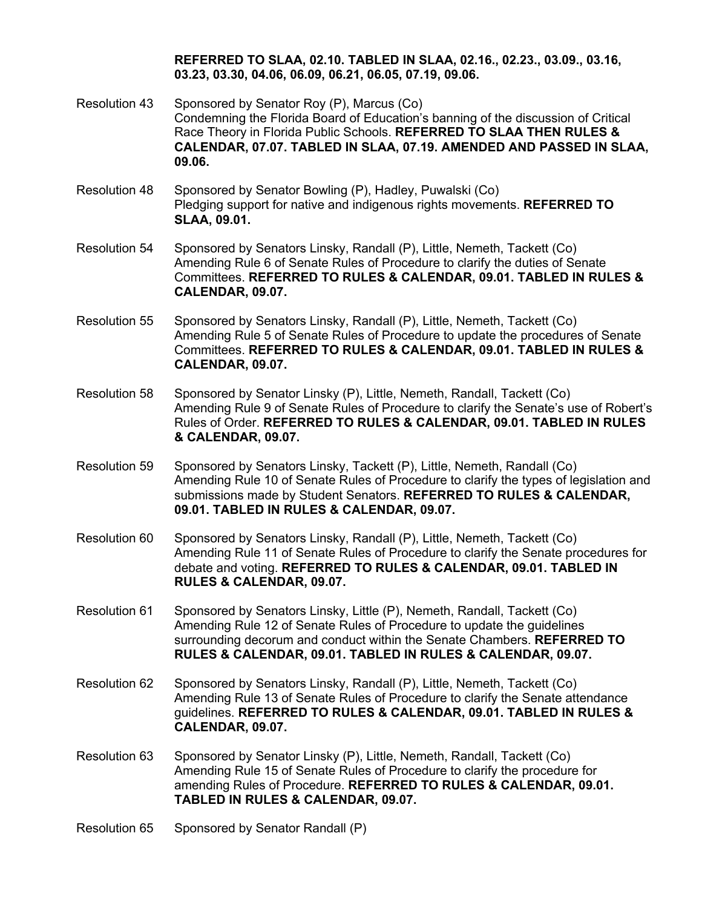**REFERRED TO SLAA, 02.10. TABLED IN SLAA, 02.16., 02.23., 03.09., 03.16, 03.23, 03.30, 04.06, 06.09, 06.21, 06.05, 07.19, 09.06.**

Resolution 43 — Sponsored by Senator Roy (P), Marcus (Co)
Condemning the Florida Board of Education's banning of the discussion of Critical Race Theory in Florida Public Schools. **REFERRED TO SLAA THEN RULES & CALENDAR, 07.07. TABLED IN SLAA, 07.19. AMENDED AND PASSED IN SLAA, 09.06.**

Resolution 48 — Sponsored by Senator Bowling (P), Hadley, Puwalski (Co)
Pledging support for native and indigenous rights movements. **REFERRED TO SLAA, 09.01.**

Resolution 54 — Sponsored by Senators Linsky, Randall (P), Little, Nemeth, Tackett (Co)
Amending Rule 6 of Senate Rules of Procedure to clarify the duties of Senate Committees. **REFERRED TO RULES & CALENDAR, 09.01. TABLED IN RULES & CALENDAR, 09.07.**

Resolution 55 — Sponsored by Senators Linsky, Randall (P), Little, Nemeth, Tackett (Co)
Amending Rule 5 of Senate Rules of Procedure to update the procedures of Senate Committees. **REFERRED TO RULES & CALENDAR, 09.01. TABLED IN RULES & CALENDAR, 09.07.**

Resolution 58 — Sponsored by Senator Linsky (P), Little, Nemeth, Randall, Tackett (Co)
Amending Rule 9 of Senate Rules of Procedure to clarify the Senate's use of Robert's Rules of Order. **REFERRED TO RULES & CALENDAR, 09.01. TABLED IN RULES & CALENDAR, 09.07.**

Resolution 59 — Sponsored by Senators Linsky, Tackett (P), Little, Nemeth, Randall (Co)
Amending Rule 10 of Senate Rules of Procedure to clarify the types of legislation and submissions made by Student Senators. **REFERRED TO RULES & CALENDAR, 09.01. TABLED IN RULES & CALENDAR, 09.07.**

Resolution 60 — Sponsored by Senators Linsky, Randall (P), Little, Nemeth, Tackett (Co)
Amending Rule 11 of Senate Rules of Procedure to clarify the Senate procedures for debate and voting. **REFERRED TO RULES & CALENDAR, 09.01. TABLED IN RULES & CALENDAR, 09.07.**

Resolution 61 — Sponsored by Senators Linsky, Little (P), Nemeth, Randall, Tackett (Co)
Amending Rule 12 of Senate Rules of Procedure to update the guidelines surrounding decorum and conduct within the Senate Chambers. **REFERRED TO RULES & CALENDAR, 09.01. TABLED IN RULES & CALENDAR, 09.07.**

Resolution 62 — Sponsored by Senators Linsky, Randall (P), Little, Nemeth, Tackett (Co)
Amending Rule 13 of Senate Rules of Procedure to clarify the Senate attendance guidelines. **REFERRED TO RULES & CALENDAR, 09.01. TABLED IN RULES & CALENDAR, 09.07.**

Resolution 63 — Sponsored by Senator Linsky (P), Little, Nemeth, Randall, Tackett (Co)
Amending Rule 15 of Senate Rules of Procedure to clarify the procedure for amending Rules of Procedure. **REFERRED TO RULES & CALENDAR, 09.01. TABLED IN RULES & CALENDAR, 09.07.**

Resolution 65 — Sponsored by Senator Randall (P)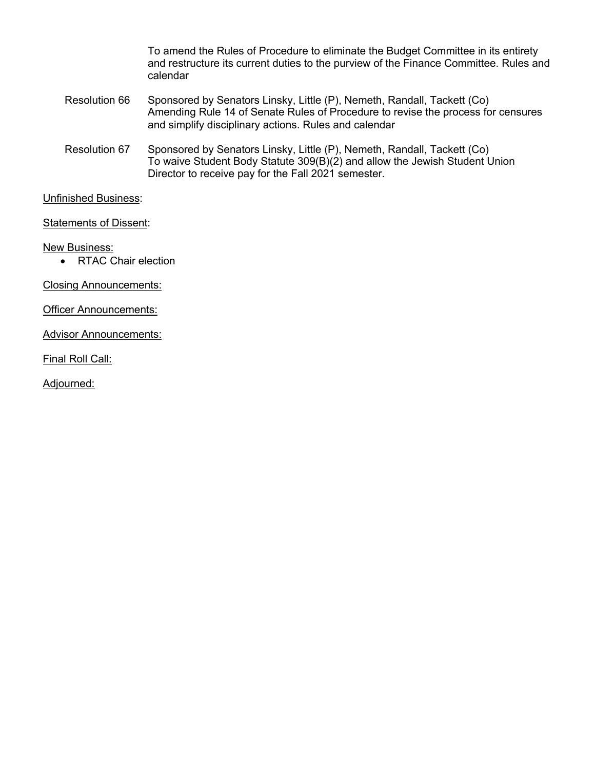To amend the Rules of Procedure to eliminate the Budget Committee in its entirety and restructure its current duties to the purview of the Finance Committee. Rules and calendar

Resolution 66 Sponsored by Senators Linsky, Little (P), Nemeth, Randall, Tackett (Co)
Amending Rule 14 of Senate Rules of Procedure to revise the process for censures and simplify disciplinary actions. Rules and calendar

Resolution 67 Sponsored by Senators Linsky, Little (P), Nemeth, Randall, Tackett (Co)
To waive Student Body Statute 309(B)(2) and allow the Jewish Student Union Director to receive pay for the Fall 2021 semester.

Unfinished Business:

Statements of Dissent:

New Business:

- RTAC Chair election

Closing Announcements:

Officer Announcements:

Advisor Announcements:

Final Roll Call:

Adjourned: